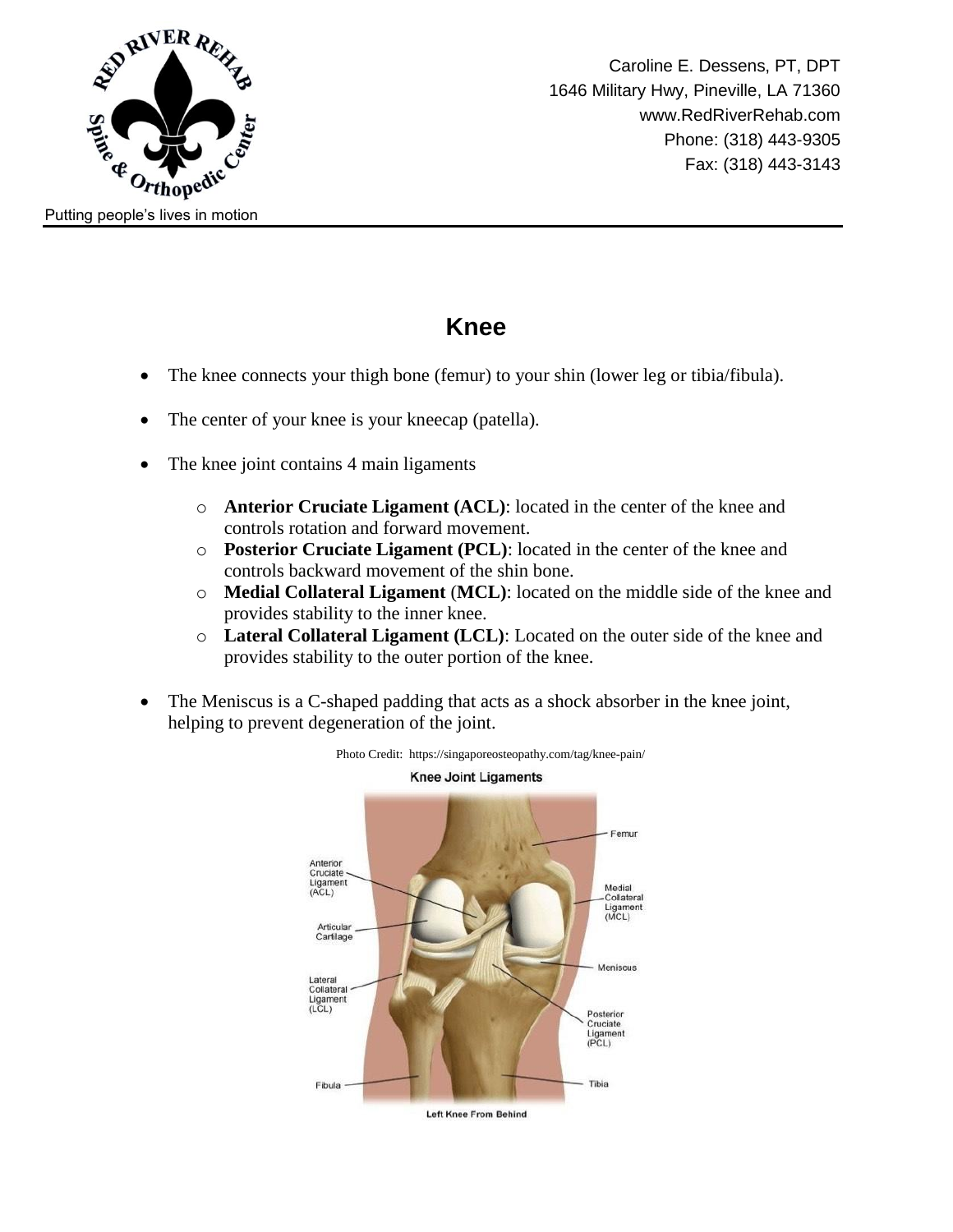Caroline E. Dessens, PT, DPT
1646 Military Hwy, Pineville, LA 71360
www.RedRiverRehab.com
Phone: (318) 443-9305
Fax: (318) 443-3143

Putting people's lives in motion

# Knee

- The knee connects your thigh bone (femur) to your shin (lower leg or tibia/fibula).
- The center of your knee is your kneecap (patella).
- The knee joint contains 4 main ligaments
  - **Anterior Cruciate Ligament (ACL)**: located in the center of the knee and controls rotation and forward movement.
  - **Posterior Cruciate Ligament (PCL)**: located in the center of the knee and controls backward movement of the shin bone.
  - **Medial Collateral Ligament (MCL)**: located on the middle side of the knee and provides stability to the inner knee.
  - **Lateral Collateral Ligament (LCL)**: Located on the outer side of the knee and provides stability to the outer portion of the knee.
- The Meniscus is a C-shaped padding that acts as a shock absorber in the knee joint, helping to prevent degeneration of the joint.

Photo Credit: https://singaporeosteopathy.com/tag/knee-pain/

Knee Joint Ligaments

Left Knee From Behind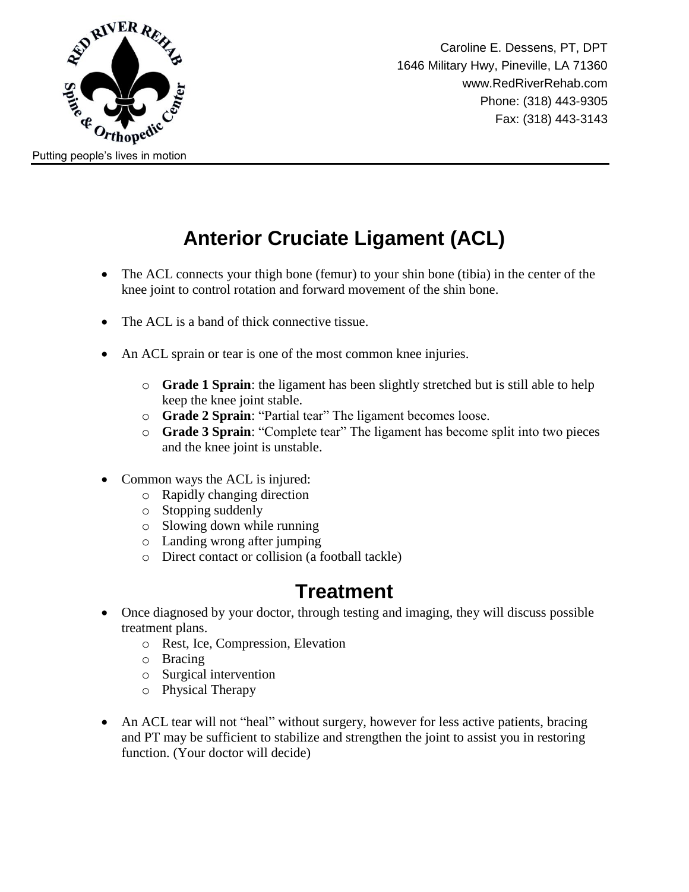Caroline E. Dessens, PT, DPT
1646 Military Hwy, Pineville, LA 71360
www.RedRiverRehab.com
Phone: (318) 443-9305
Fax: (318) 443-3143

Putting people's lives in motion

# Anterior Cruciate Ligament (ACL)

- The ACL connects your thigh bone (femur) to your shin bone (tibia) in the center of the knee joint to control rotation and forward movement of the shin bone.

- The ACL is a band of thick connective tissue.

- An ACL sprain or tear is one of the most common knee injuries.
  - **Grade 1 Sprain**: the ligament has been slightly stretched but is still able to help keep the knee joint stable.
  - **Grade 2 Sprain**: "Partial tear" The ligament becomes loose.
  - **Grade 3 Sprain**: "Complete tear" The ligament has become split into two pieces and the knee joint is unstable.

- Common ways the ACL is injured:
  - Rapidly changing direction
  - Stopping suddenly
  - Slowing down while running
  - Landing wrong after jumping
  - Direct contact or collision (a football tackle)

# Treatment

- Once diagnosed by your doctor, through testing and imaging, they will discuss possible treatment plans.
  - Rest, Ice, Compression, Elevation
  - Bracing
  - Surgical intervention
  - Physical Therapy

- An ACL tear will not "heal" without surgery, however for less active patients, bracing and PT may be sufficient to stabilize and strengthen the joint to assist you in restoring function. (Your doctor will decide)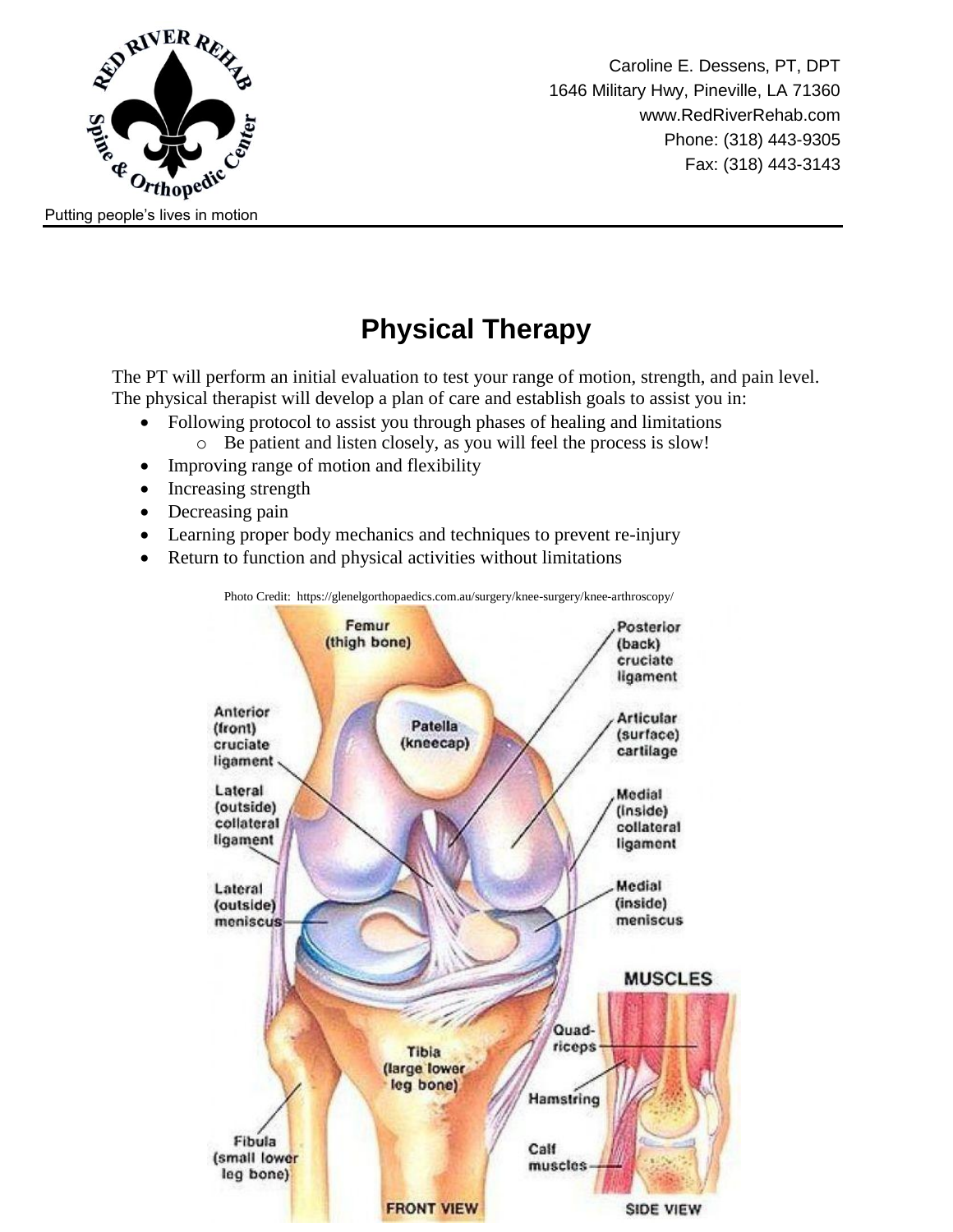Caroline E. Dessens, PT, DPT
1646 Military Hwy, Pineville, LA 71360
www.RedRiverRehab.com
Phone: (318) 443-9305
Fax: (318) 443-3143

Putting people's lives in motion

# Physical Therapy

The PT will perform an initial evaluation to test your range of motion, strength, and pain level. The physical therapist will develop a plan of care and establish goals to assist you in:

- Following protocol to assist you through phases of healing and limitations
  - Be patient and listen closely, as you will feel the process is slow!
- Improving range of motion and flexibility
- Increasing strength
- Decreasing pain
- Learning proper body mechanics and techniques to prevent re-injury
- Return to function and physical activities without limitations

Photo Credit: https://glenelgorthopaedics.com.au/surgery/knee-surgery/knee-arthroscopy/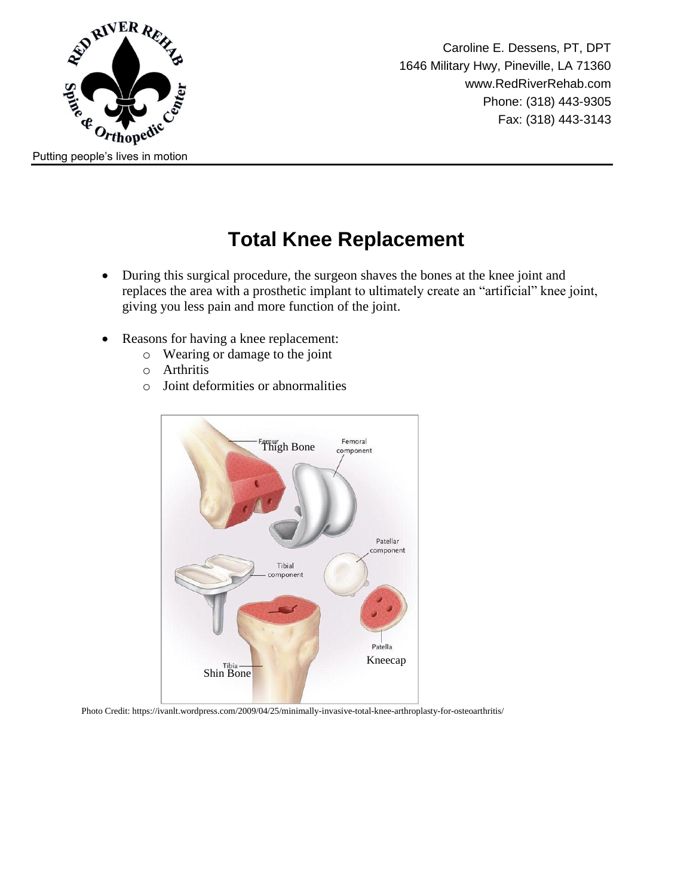Caroline E. Dessens, PT, DPT
1646 Military Hwy, Pineville, LA 71360
www.RedRiverRehab.com
Phone: (318) 443-9305
Fax: (318) 443-3143

Putting people's lives in motion

# Total Knee Replacement

- During this surgical procedure, the surgeon shaves the bones at the knee joint and replaces the area with a prosthetic implant to ultimately create an "artificial" knee joint, giving you less pain and more function of the joint.

- Reasons for having a knee replacement:
  - Wearing or damage to the joint
  - Arthritis
  - Joint deformities or abnormalities

Femur Thigh Bone
Femoral component
Patellar component
Tibial component
Patella Kneecap
Tibia Shin Bone

Photo Credit: https://ivanlt.wordpress.com/2009/04/25/minimally-invasive-total-knee-arthroplasty-for-osteoarthritis/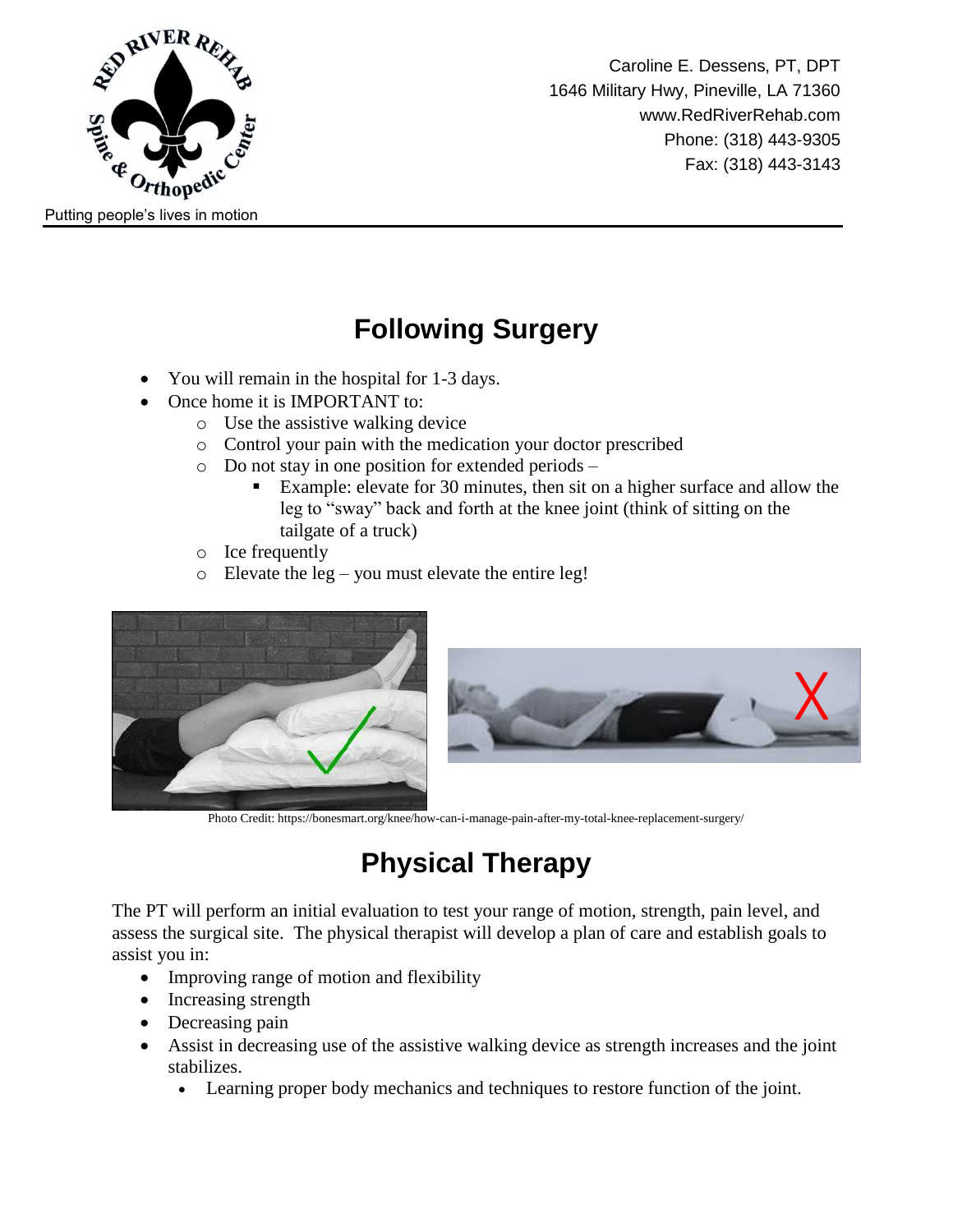Caroline E. Dessens, PT, DPT
1646 Military Hwy, Pineville, LA 71360
www.RedRiverRehab.com
Phone: (318) 443-9305
Fax: (318) 443-3143

Putting people's lives in motion

# Following Surgery

- You will remain in the hospital for 1-3 days.
- Once home it is IMPORTANT to:
  - Use the assistive walking device
  - Control your pain with the medication your doctor prescribed
  - Do not stay in one position for extended periods –
    - Example: elevate for 30 minutes, then sit on a higher surface and allow the leg to "sway" back and forth at the knee joint (think of sitting on the tailgate of a truck)
  - Ice frequently
  - Elevate the leg – you must elevate the entire leg!

Photo Credit: https://bonesmart.org/knee/how-can-i-manage-pain-after-my-total-knee-replacement-surgery/

# Physical Therapy

The PT will perform an initial evaluation to test your range of motion, strength, pain level, and assess the surgical site. The physical therapist will develop a plan of care and establish goals to assist you in:

- Improving range of motion and flexibility
- Increasing strength
- Decreasing pain
- Assist in decreasing use of the assistive walking device as strength increases and the joint stabilizes.
  - Learning proper body mechanics and techniques to restore function of the joint.